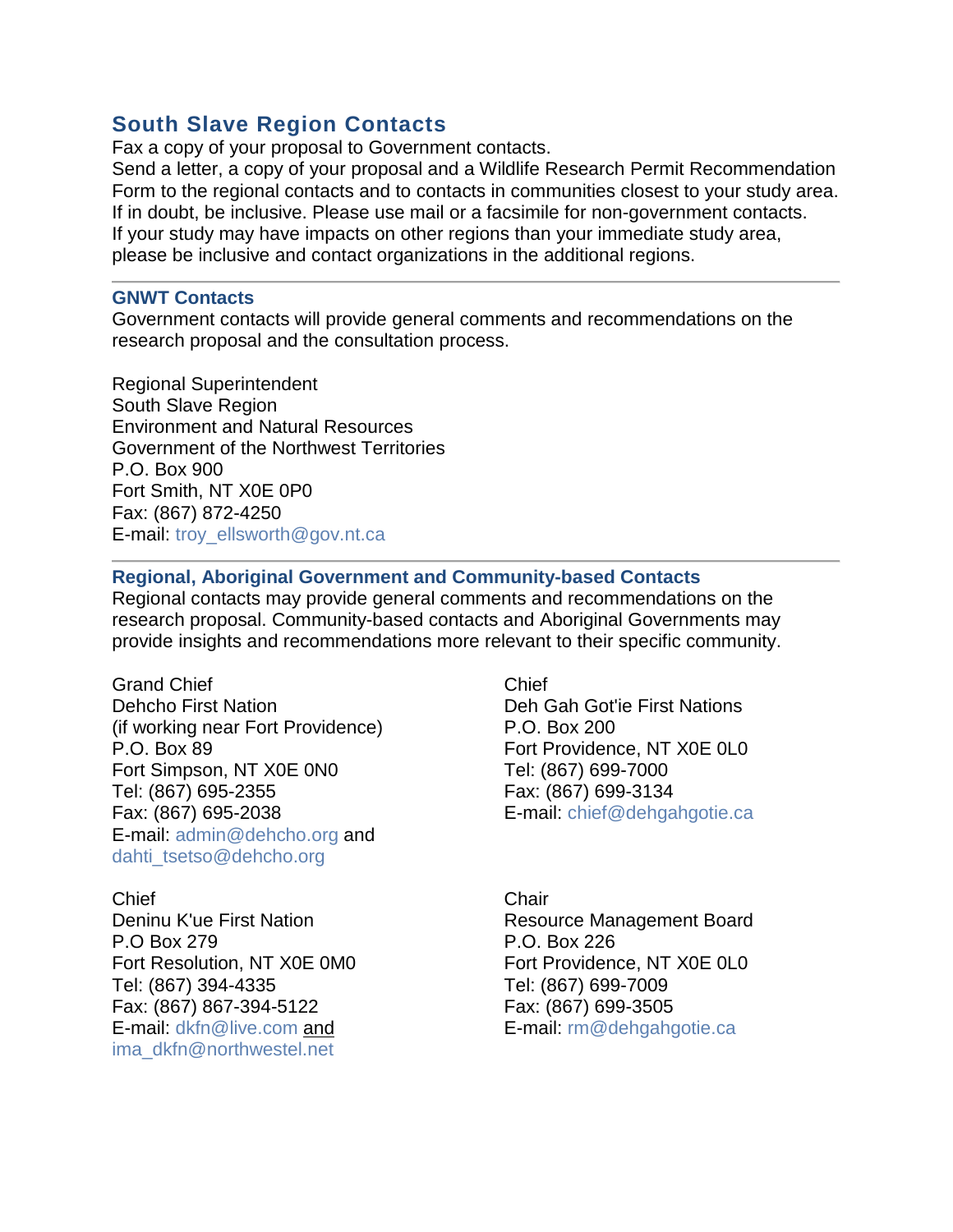## South Slave Region Contacts

Fax a copy of your proposal to Government contacts.
Send a letter, a copy of your proposal and a Wildlife Research Permit Recommendation Form to the regional contacts and to contacts in communities closest to your study area. If in doubt, be inclusive. Please use mail or a facsimile for non-government contacts. If your study may have impacts on other regions than your immediate study area, please be inclusive and contact organizations in the additional regions.

---

### GNWT Contacts

Government contacts will provide general comments and recommendations on the research proposal and the consultation process.

Regional Superintendent
South Slave Region
Environment and Natural Resources
Government of the Northwest Territories
P.O. Box 900
Fort Smith, NT X0E 0P0
Fax: (867) 872-4250
E-mail: troy_ellsworth@gov.nt.ca

---

### Regional, Aboriginal Government and Community-based Contacts

Regional contacts may provide general comments and recommendations on the research proposal. Community-based contacts and Aboriginal Governments may provide insights and recommendations more relevant to their specific community.

Grand Chief
Dehcho First Nation
(if working near Fort Providence)
P.O. Box 89
Fort Simpson, NT X0E 0N0
Tel: (867) 695-2355
Fax: (867) 695-2038
E-mail: admin@dehcho.org and dahti_tsetso@dehcho.org

Chief
Deh Gah Got'ie First Nations
P.O. Box 200
Fort Providence, NT X0E 0L0
Tel: (867) 699-7000
Fax: (867) 699-3134
E-mail: chief@dehgahgotie.ca

Chief
Deninu K'ue First Nation
P.O Box 279
Fort Resolution, NT X0E 0M0
Tel: (867) 394-4335
Fax: (867) 867-394-5122
E-mail: dkfn@live.com and ima_dkfn@northwestel.net

Chair
Resource Management Board
P.O. Box 226
Fort Providence, NT X0E 0L0
Tel: (867) 699-7009
Fax: (867) 699-3505
E-mail: rm@dehgahgotie.ca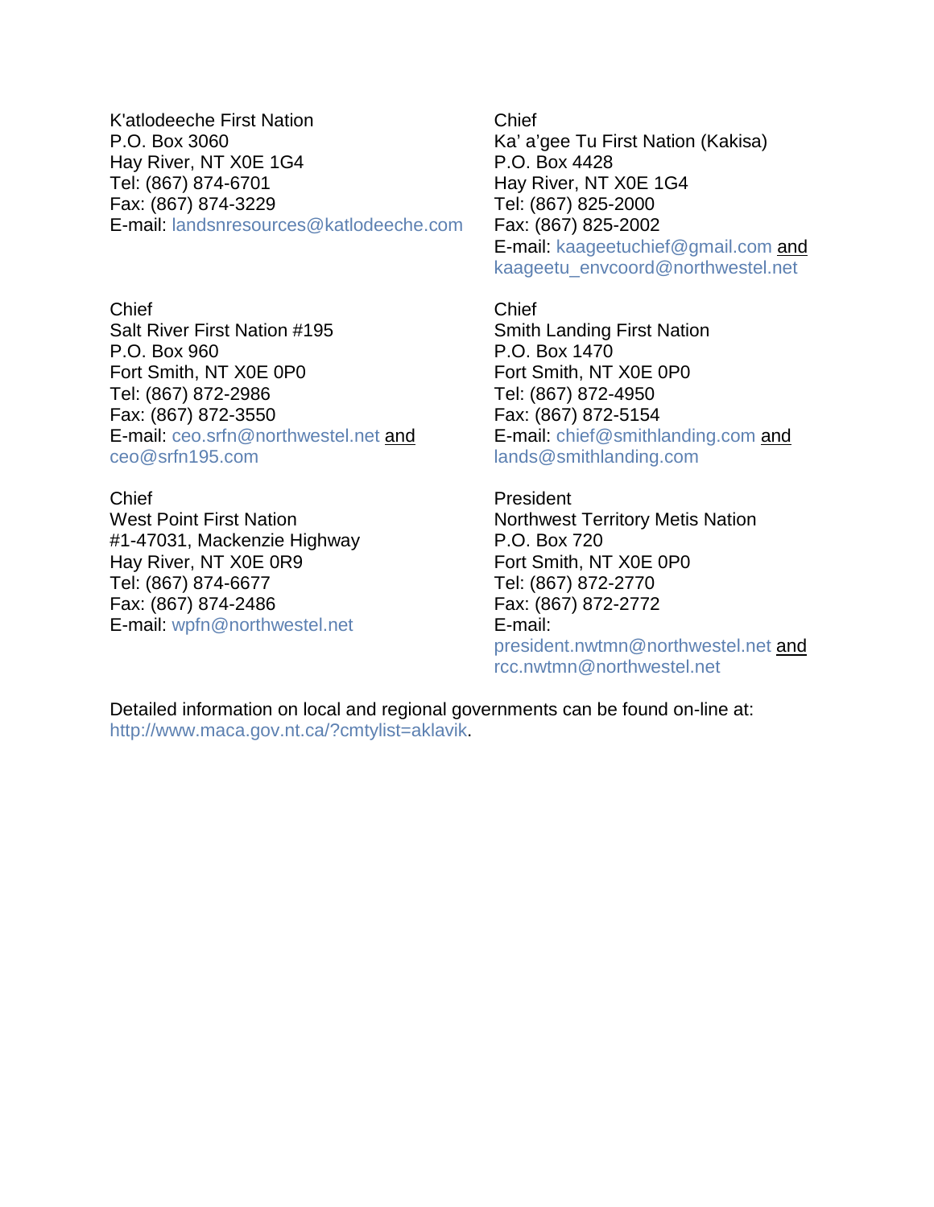K'atlodeeche First Nation
P.O. Box 3060
Hay River, NT X0E 1G4
Tel: (867) 874-6701
Fax: (867) 874-3229
E-mail: landsnresources@katlodeeche.com

Chief
Ka' a'gee Tu First Nation (Kakisa)
P.O. Box 4428
Hay River, NT X0E 1G4
Tel: (867) 825-2000
Fax: (867) 825-2002
E-mail: kaageetuchief@gmail.com and kaageetu_envcoord@northwestel.net

Chief
Salt River First Nation #195
P.O. Box 960
Fort Smith, NT X0E 0P0
Tel: (867) 872-2986
Fax: (867) 872-3550
E-mail: ceo.srfn@northwestel.net and ceo@srfn195.com

Chief
Smith Landing First Nation
P.O. Box 1470
Fort Smith, NT X0E 0P0
Tel: (867) 872-4950
Fax: (867) 872-5154
E-mail: chief@smithlanding.com and lands@smithlanding.com

Chief
West Point First Nation
#1-47031, Mackenzie Highway
Hay River, NT X0E 0R9
Tel: (867) 874-6677
Fax: (867) 874-2486
E-mail: wpfn@northwestel.net

President
Northwest Territory Metis Nation
P.O. Box 720
Fort Smith, NT X0E 0P0
Tel: (867) 872-2770
Fax: (867) 872-2772
E-mail: president.nwtmn@northwestel.net and rcc.nwtmn@northwestel.net

Detailed information on local and regional governments can be found on-line at: http://www.maca.gov.nt.ca/?cmtylist=aklavik.